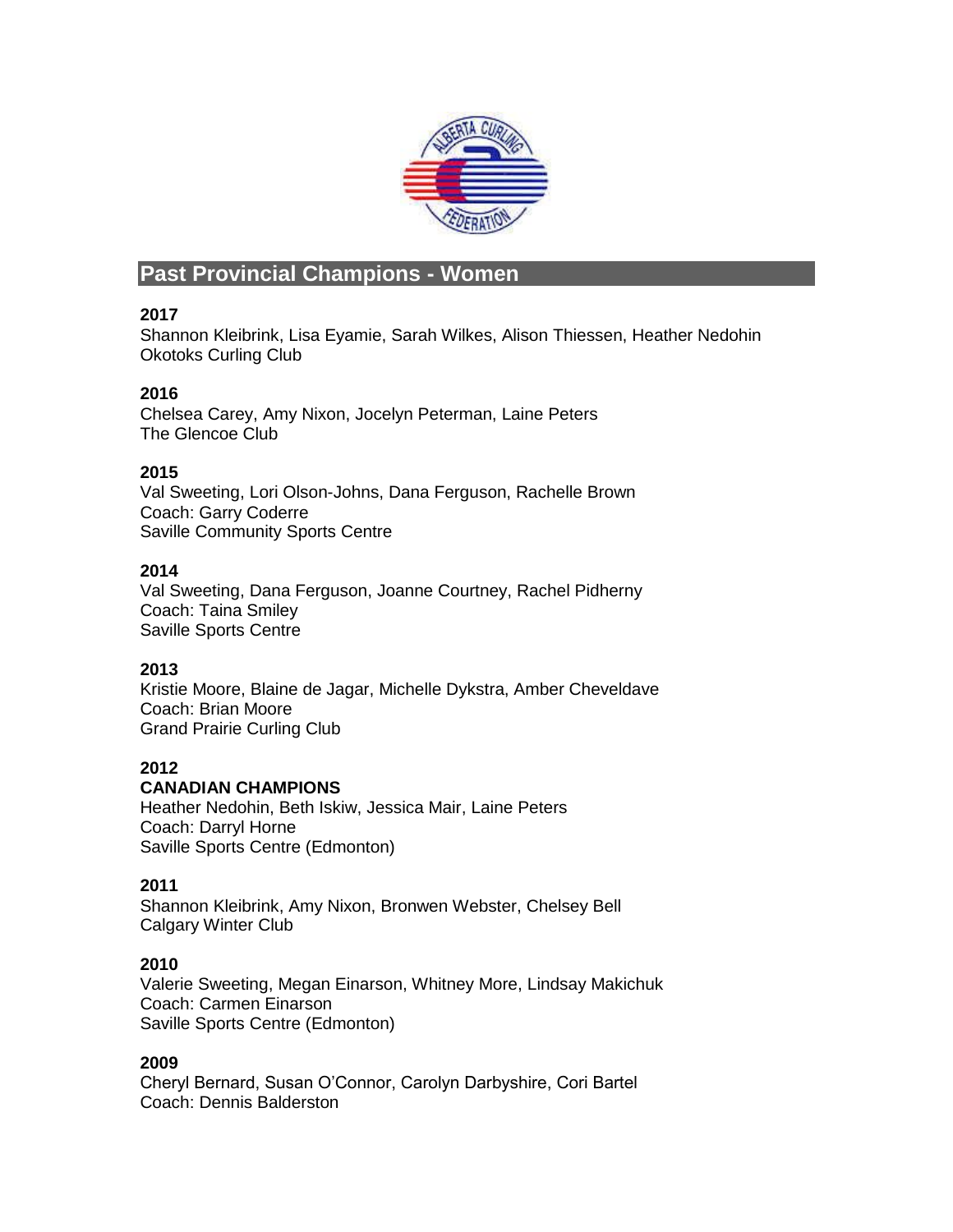## Past Provincial Champions - Women

**2017**
Shannon Kleibrink, Lisa Eyamie, Sarah Wilkes, Alison Thiessen, Heather Nedohin
Okotoks Curling Club

**2016**
Chelsea Carey, Amy Nixon, Jocelyn Peterman, Laine Peters
The Glencoe Club

**2015**
Val Sweeting, Lori Olson-Johns, Dana Ferguson, Rachelle Brown
Coach: Garry Coderre
Saville Community Sports Centre

**2014**
Val Sweeting, Dana Ferguson, Joanne Courtney, Rachel Pidherny
Coach: Taina Smiley
Saville Sports Centre

**2013**
Kristie Moore, Blaine de Jagar, Michelle Dykstra, Amber Cheveldave
Coach: Brian Moore
Grand Prairie Curling Club

**2012**
**CANADIAN CHAMPIONS**
Heather Nedohin, Beth Iskiw, Jessica Mair, Laine Peters
Coach: Darryl Horne
Saville Sports Centre (Edmonton)

**2011**
Shannon Kleibrink, Amy Nixon, Bronwen Webster, Chelsey Bell
Calgary Winter Club

**2010**
Valerie Sweeting, Megan Einarson, Whitney More, Lindsay Makichuk
Coach: Carmen Einarson
Saville Sports Centre (Edmonton)

**2009**
Cheryl Bernard, Susan O'Connor, Carolyn Darbyshire, Cori Bartel
Coach: Dennis Balderston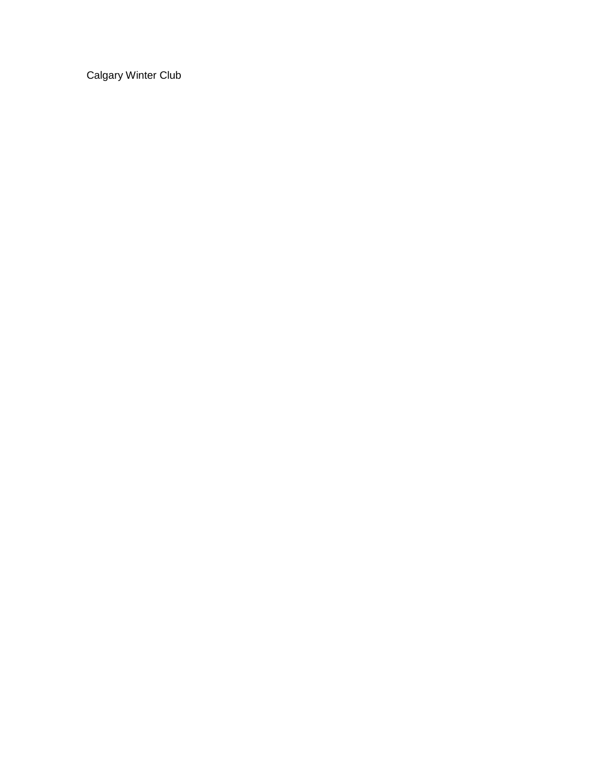Calgary Winter Club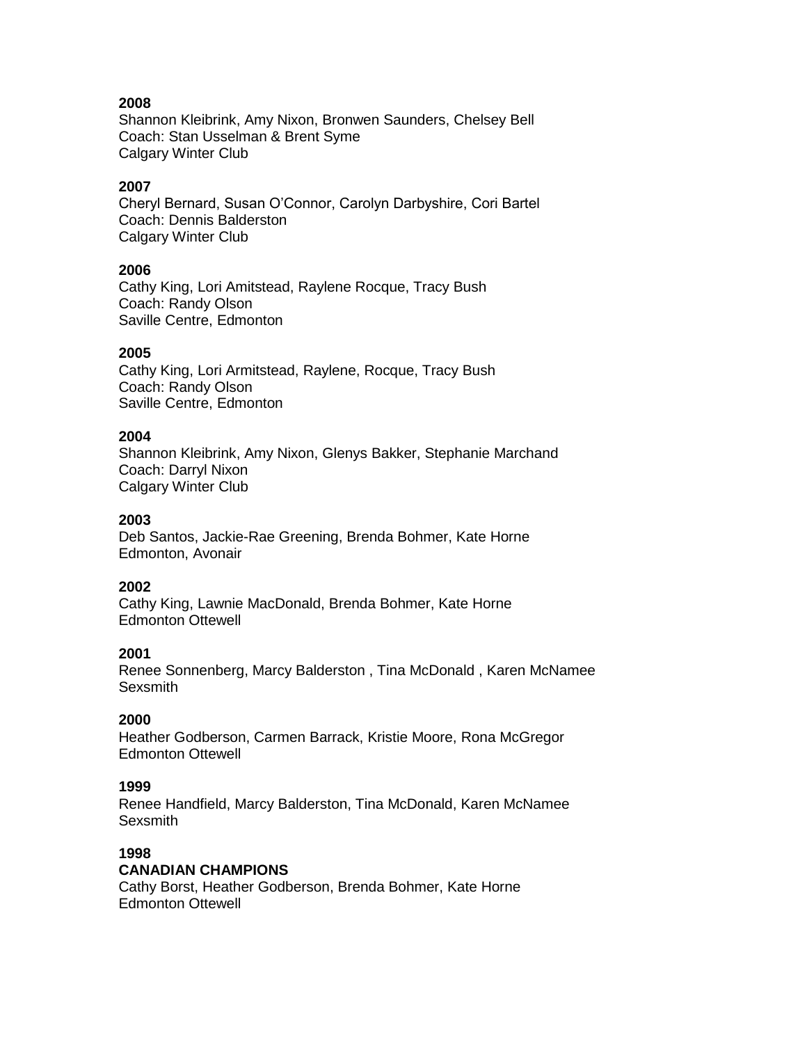**2008**
Shannon Kleibrink, Amy Nixon, Bronwen Saunders, Chelsey Bell
Coach: Stan Usselman & Brent Syme
Calgary Winter Club

**2007**
Cheryl Bernard, Susan O'Connor, Carolyn Darbyshire, Cori Bartel
Coach: Dennis Balderston
Calgary Winter Club

**2006**
Cathy King, Lori Amitstead, Raylene Rocque, Tracy Bush
Coach: Randy Olson
Saville Centre, Edmonton

**2005**
Cathy King, Lori Armitstead, Raylene, Rocque, Tracy Bush
Coach: Randy Olson
Saville Centre, Edmonton

**2004**
Shannon Kleibrink, Amy Nixon, Glenys Bakker, Stephanie Marchand
Coach: Darryl Nixon
Calgary Winter Club

**2003**
Deb Santos, Jackie-Rae Greening, Brenda Bohmer, Kate Horne
Edmonton, Avonair

**2002**
Cathy King, Lawnie MacDonald, Brenda Bohmer, Kate Horne
Edmonton Ottewell

**2001**
Renee Sonnenberg, Marcy Balderston , Tina McDonald , Karen McNamee
Sexsmith

**2000**
Heather Godberson, Carmen Barrack, Kristie Moore, Rona McGregor
Edmonton Ottewell

**1999**
Renee Handfield, Marcy Balderston, Tina McDonald, Karen McNamee
Sexsmith

**1998**
**CANADIAN CHAMPIONS**
Cathy Borst, Heather Godberson, Brenda Bohmer, Kate Horne
Edmonton Ottewell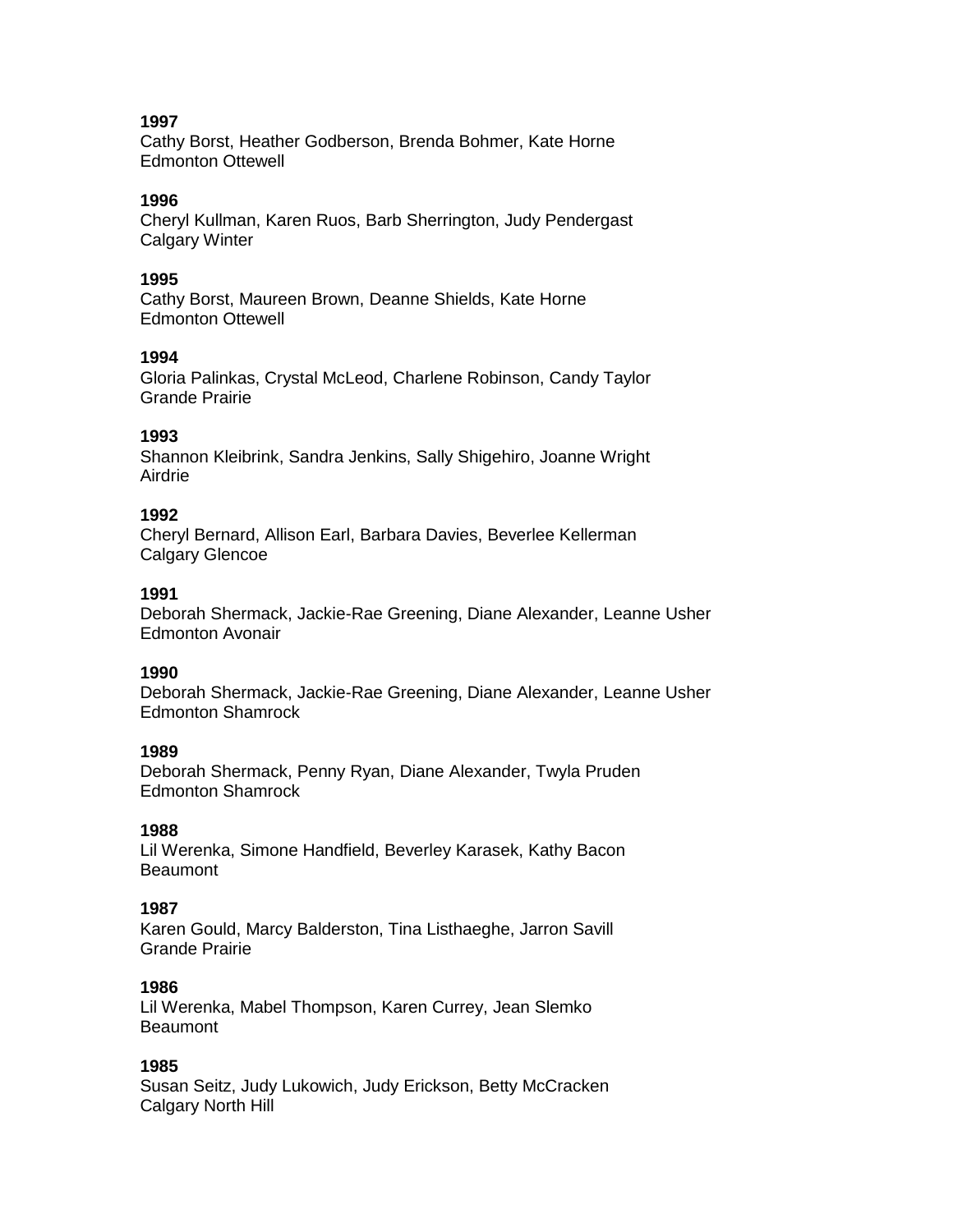**1997**
Cathy Borst, Heather Godberson, Brenda Bohmer, Kate Horne
Edmonton Ottewell

**1996**
Cheryl Kullman, Karen Ruos, Barb Sherrington, Judy Pendergast
Calgary Winter

**1995**
Cathy Borst, Maureen Brown, Deanne Shields, Kate Horne
Edmonton Ottewell

**1994**
Gloria Palinkas, Crystal McLeod, Charlene Robinson, Candy Taylor
Grande Prairie

**1993**
Shannon Kleibrink, Sandra Jenkins, Sally Shigehiro, Joanne Wright
Airdrie

**1992**
Cheryl Bernard, Allison Earl, Barbara Davies, Beverlee Kellerman
Calgary Glencoe

**1991**
Deborah Shermack, Jackie-Rae Greening, Diane Alexander, Leanne Usher
Edmonton Avonair

**1990**
Deborah Shermack, Jackie-Rae Greening, Diane Alexander, Leanne Usher
Edmonton Shamrock

**1989**
Deborah Shermack, Penny Ryan, Diane Alexander, Twyla Pruden
Edmonton Shamrock

**1988**
Lil Werenka, Simone Handfield, Beverley Karasek, Kathy Bacon
Beaumont

**1987**
Karen Gould, Marcy Balderston, Tina Listhaeghe, Jarron Savill
Grande Prairie

**1986**
Lil Werenka, Mabel Thompson, Karen Currey, Jean Slemko
Beaumont

**1985**
Susan Seitz, Judy Lukowich, Judy Erickson, Betty McCracken
Calgary North Hill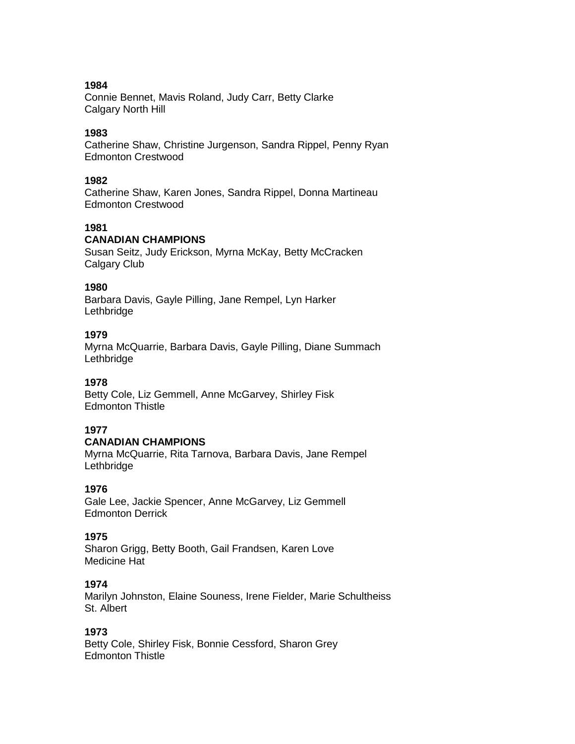**1984**
Connie Bennet, Mavis Roland, Judy Carr, Betty Clarke
Calgary North Hill

**1983**
Catherine Shaw, Christine Jurgenson, Sandra Rippel, Penny Ryan
Edmonton Crestwood

**1982**
Catherine Shaw, Karen Jones, Sandra Rippel, Donna Martineau
Edmonton Crestwood

**1981**
**CANADIAN CHAMPIONS**
Susan Seitz, Judy Erickson, Myrna McKay, Betty McCracken
Calgary Club

**1980**
Barbara Davis, Gayle Pilling, Jane Rempel, Lyn Harker
Lethbridge

**1979**
Myrna McQuarrie, Barbara Davis, Gayle Pilling, Diane Summach
Lethbridge

**1978**
Betty Cole, Liz Gemmell, Anne McGarvey, Shirley Fisk
Edmonton Thistle

**1977**
**CANADIAN CHAMPIONS**
Myrna McQuarrie, Rita Tarnova, Barbara Davis, Jane Rempel
Lethbridge

**1976**
Gale Lee, Jackie Spencer, Anne McGarvey, Liz Gemmell
Edmonton Derrick

**1975**
Sharon Grigg, Betty Booth, Gail Frandsen, Karen Love
Medicine Hat

**1974**
Marilyn Johnston, Elaine Souness, Irene Fielder, Marie Schultheiss
St. Albert

**1973**
Betty Cole, Shirley Fisk, Bonnie Cessford, Sharon Grey
Edmonton Thistle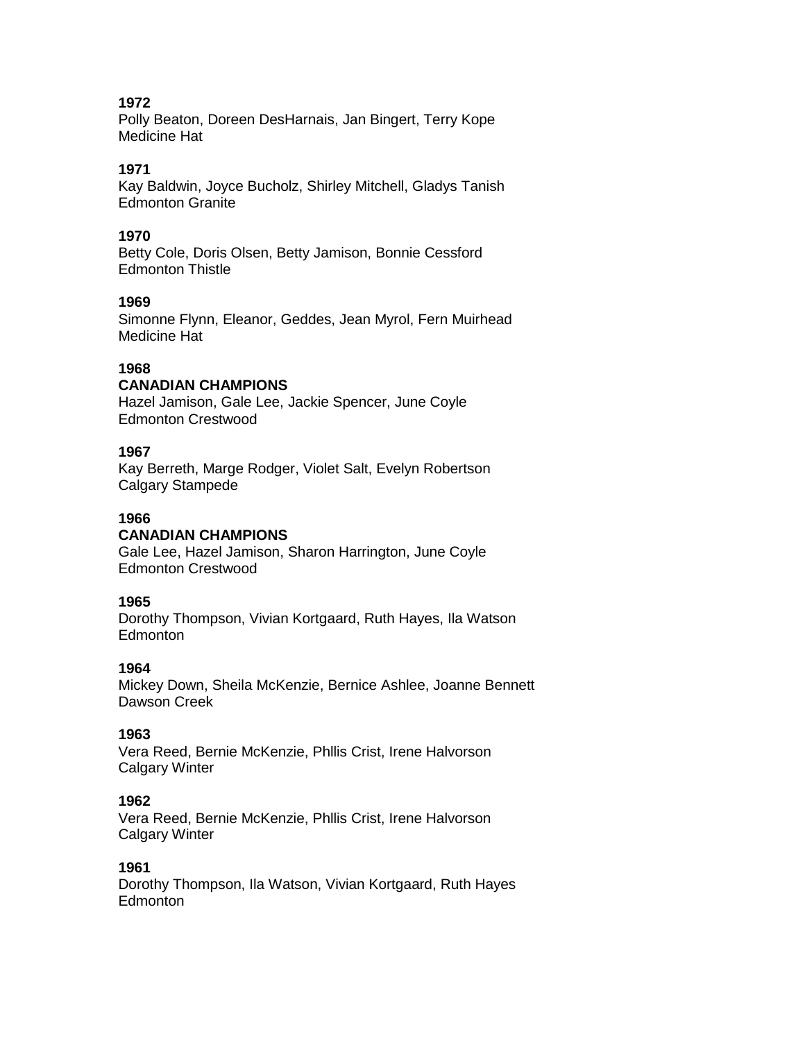**1972**
Polly Beaton, Doreen DesHarnais, Jan Bingert, Terry Kope
Medicine Hat

**1971**
Kay Baldwin, Joyce Bucholz, Shirley Mitchell, Gladys Tanish
Edmonton Granite

**1970**
Betty Cole, Doris Olsen, Betty Jamison, Bonnie Cessford
Edmonton Thistle

**1969**
Simonne Flynn, Eleanor, Geddes, Jean Myrol, Fern Muirhead
Medicine Hat

**1968**
**CANADIAN CHAMPIONS**
Hazel Jamison, Gale Lee, Jackie Spencer, June Coyle
Edmonton Crestwood

**1967**
Kay Berreth, Marge Rodger, Violet Salt, Evelyn Robertson
Calgary Stampede

**1966**
**CANADIAN CHAMPIONS**
Gale Lee, Hazel Jamison, Sharon Harrington, June Coyle
Edmonton Crestwood

**1965**
Dorothy Thompson, Vivian Kortgaard, Ruth Hayes, Ila Watson
Edmonton

**1964**
Mickey Down, Sheila McKenzie, Bernice Ashlee, Joanne Bennett
Dawson Creek

**1963**
Vera Reed, Bernie McKenzie, Phllis Crist, Irene Halvorson
Calgary Winter

**1962**
Vera Reed, Bernie McKenzie, Phllis Crist, Irene Halvorson
Calgary Winter

**1961**
Dorothy Thompson, Ila Watson, Vivian Kortgaard, Ruth Hayes
Edmonton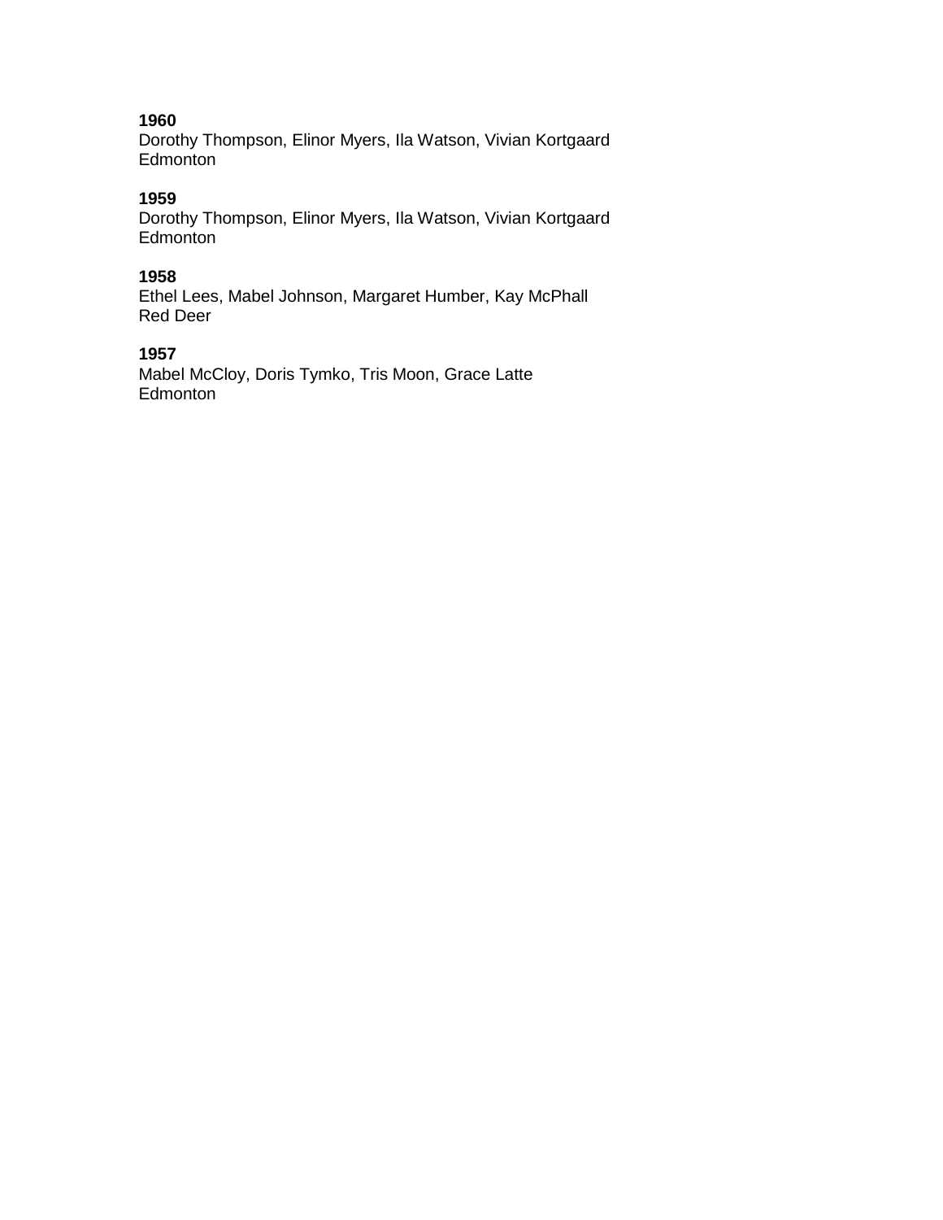**1960**
Dorothy Thompson, Elinor Myers, Ila Watson, Vivian Kortgaard
Edmonton

**1959**
Dorothy Thompson, Elinor Myers, Ila Watson, Vivian Kortgaard
Edmonton

**1958**
Ethel Lees, Mabel Johnson, Margaret Humber, Kay McPhall
Red Deer

**1957**
Mabel McCloy, Doris Tymko, Tris Moon, Grace Latte
Edmonton